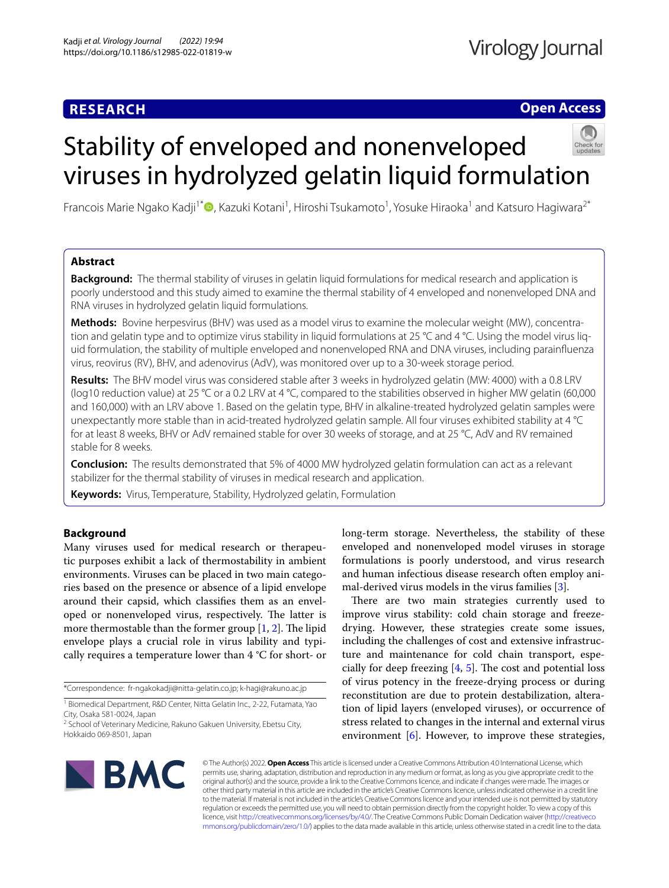**RESEARCH** **Open Access**

# Stability of enveloped and nonenveloped viruses in hydrolyzed gelatin liquid formulation

Francois Marie Ngako Kadji[1*], Kazuki Kotani[1], Hiroshi Tsukamoto[1], Yosuke Hiraoka[1] and Katsuro Hagiwara[2*]

## Abstract

**Background:** The thermal stability of viruses in gelatin liquid formulations for medical research and application is poorly understood and this study aimed to examine the thermal stability of 4 enveloped and nonenveloped DNA and RNA viruses in hydrolyzed gelatin liquid formulations.

**Methods:** Bovine herpesvirus (BHV) was used as a model virus to examine the molecular weight (MW), concentration and gelatin type and to optimize virus stability in liquid formulations at 25 °C and 4 °C. Using the model virus liquid formulation, the stability of multiple enveloped and nonenveloped RNA and DNA viruses, including parainfluenza virus, reovirus (RV), BHV, and adenovirus (AdV), was monitored over up to a 30-week storage period.

**Results:** The BHV model virus was considered stable after 3 weeks in hydrolyzed gelatin (MW: 4000) with a 0.8 LRV (log10 reduction value) at 25 °C or a 0.2 LRV at 4 °C, compared to the stabilities observed in higher MW gelatin (60,000 and 160,000) with an LRV above 1. Based on the gelatin type, BHV in alkaline-treated hydrolyzed gelatin samples were unexpectantly more stable than in acid-treated hydrolyzed gelatin sample. All four viruses exhibited stability at 4 °C for at least 8 weeks, BHV or AdV remained stable for over 30 weeks of storage, and at 25 °C, AdV and RV remained stable for 8 weeks.

**Conclusion:** The results demonstrated that 5% of 4000 MW hydrolyzed gelatin formulation can act as a relevant stabilizer for the thermal stability of viruses in medical research and application.

**Keywords:** Virus, Temperature, Stability, Hydrolyzed gelatin, Formulation

## Background

Many viruses used for medical research or therapeutic purposes exhibit a lack of thermostability in ambient environments. Viruses can be placed in two main categories based on the presence or absence of a lipid envelope around their capsid, which classifies them as an enveloped or nonenveloped virus, respectively. The latter is more thermostable than the former group [1, 2]. The lipid envelope plays a crucial role in virus lability and typically requires a temperature lower than 4 °C for short- or long-term storage. Nevertheless, the stability of these enveloped and nonenveloped model viruses in storage formulations is poorly understood, and virus research and human infectious disease research often employ animal-derived virus models in the virus families [3].

There are two main strategies currently used to improve virus stability: cold chain storage and freeze-drying. However, these strategies create some issues, including the challenges of cost and extensive infrastructure and maintenance for cold chain transport, especially for deep freezing [4, 5]. The cost and potential loss of virus potency in the freeze-drying process or during reconstitution are due to protein destabilization, alteration of lipid layers (enveloped viruses), or occurrence of stress related to changes in the internal and external virus environment [6]. However, to improve these strategies,

*Correspondence: fr-ngakokadji@nitta-gelatin.co.jp; k-hagi@rakuno.ac.jp

[1] Biomedical Department, R&D Center, Nitta Gelatin Inc., 2-22, Futamata, Yao City, Osaka 581-0024, Japan

[2] School of Veterinary Medicine, Rakuno Gakuen University, Ebetsu City, Hokkaido 069-8501, Japan

© The Author(s) 2022. **Open Access** This article is licensed under a Creative Commons Attribution 4.0 International License, which permits use, sharing, adaptation, distribution and reproduction in any medium or format, as long as you give appropriate credit to the original author(s) and the source, provide a link to the Creative Commons licence, and indicate if changes were made. The images or other third party material in this article are included in the article's Creative Commons licence, unless indicated otherwise in a credit line to the material. If material is not included in the article's Creative Commons licence and your intended use is not permitted by statutory regulation or exceeds the permitted use, you will need to obtain permission directly from the copyright holder. To view a copy of this licence, visit http://creativecommons.org/licenses/by/4.0/. The Creative Commons Public Domain Dedication waiver (http://creativecommons.org/publicdomain/zero/1.0/) applies to the data made available in this article, unless otherwise stated in a credit line to the data.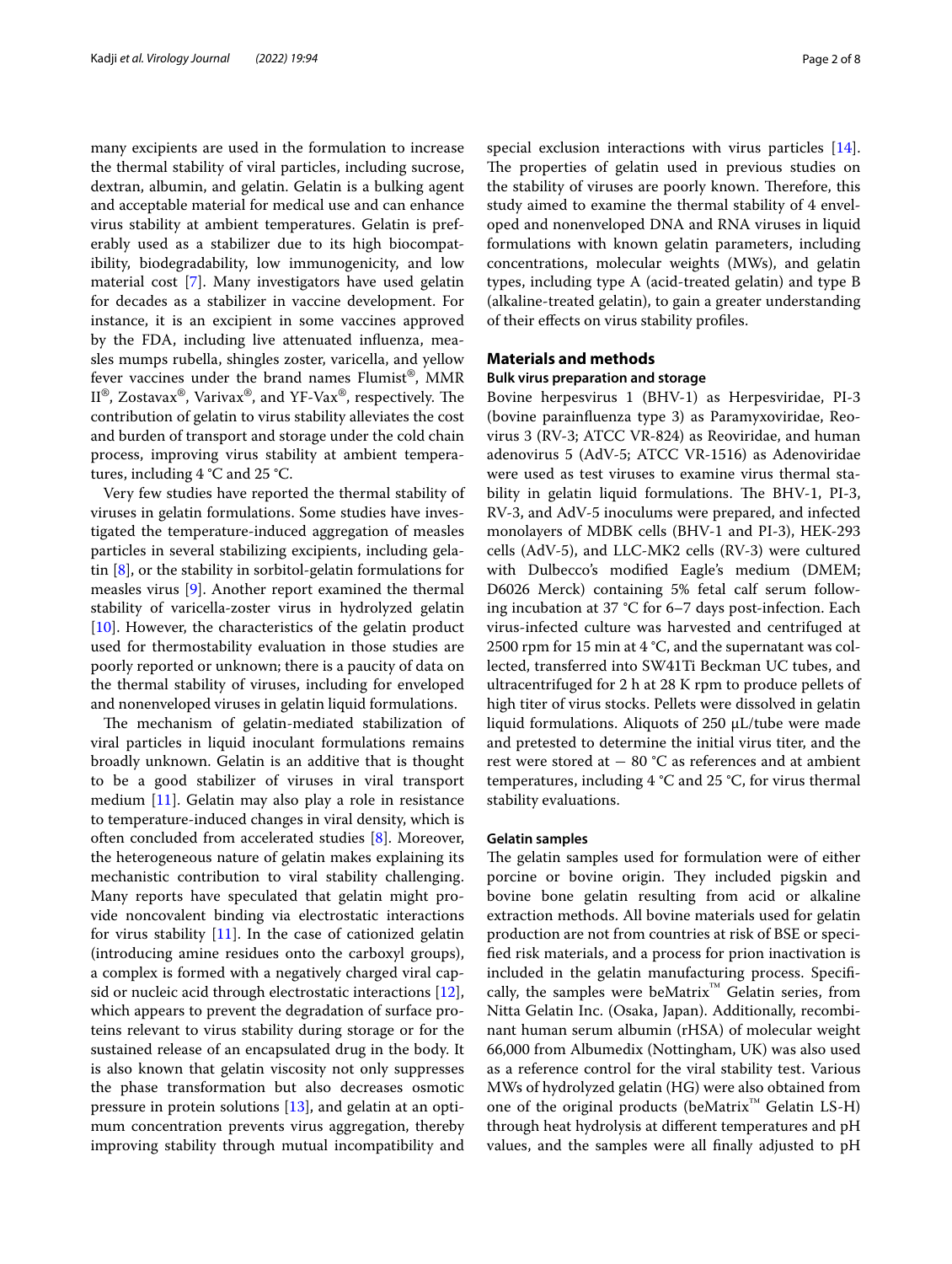many excipients are used in the formulation to increase the thermal stability of viral particles, including sucrose, dextran, albumin, and gelatin. Gelatin is a bulking agent and acceptable material for medical use and can enhance virus stability at ambient temperatures. Gelatin is preferably used as a stabilizer due to its high biocompatibility, biodegradability, low immunogenicity, and low material cost [7]. Many investigators have used gelatin for decades as a stabilizer in vaccine development. For instance, it is an excipient in some vaccines approved by the FDA, including live attenuated influenza, measles mumps rubella, shingles zoster, varicella, and yellow fever vaccines under the brand names Flumist®, MMR II®, Zostavax®, Varivax®, and YF-Vax®, respectively. The contribution of gelatin to virus stability alleviates the cost and burden of transport and storage under the cold chain process, improving virus stability at ambient temperatures, including 4 °C and 25 °C.

Very few studies have reported the thermal stability of viruses in gelatin formulations. Some studies have investigated the temperature-induced aggregation of measles particles in several stabilizing excipients, including gelatin [8], or the stability in sorbitol-gelatin formulations for measles virus [9]. Another report examined the thermal stability of varicella-zoster virus in hydrolyzed gelatin [10]. However, the characteristics of the gelatin product used for thermostability evaluation in those studies are poorly reported or unknown; there is a paucity of data on the thermal stability of viruses, including for enveloped and nonenveloped viruses in gelatin liquid formulations.

The mechanism of gelatin-mediated stabilization of viral particles in liquid inoculant formulations remains broadly unknown. Gelatin is an additive that is thought to be a good stabilizer of viruses in viral transport medium [11]. Gelatin may also play a role in resistance to temperature-induced changes in viral density, which is often concluded from accelerated studies [8]. Moreover, the heterogeneous nature of gelatin makes explaining its mechanistic contribution to viral stability challenging. Many reports have speculated that gelatin might provide noncovalent binding via electrostatic interactions for virus stability [11]. In the case of cationized gelatin (introducing amine residues onto the carboxyl groups), a complex is formed with a negatively charged viral capsid or nucleic acid through electrostatic interactions [12], which appears to prevent the degradation of surface proteins relevant to virus stability during storage or for the sustained release of an encapsulated drug in the body. It is also known that gelatin viscosity not only suppresses the phase transformation but also decreases osmotic pressure in protein solutions [13], and gelatin at an optimum concentration prevents virus aggregation, thereby improving stability through mutual incompatibility and special exclusion interactions with virus particles [14]. The properties of gelatin used in previous studies on the stability of viruses are poorly known. Therefore, this study aimed to examine the thermal stability of 4 enveloped and nonenveloped DNA and RNA viruses in liquid formulations with known gelatin parameters, including concentrations, molecular weights (MWs), and gelatin types, including type A (acid-treated gelatin) and type B (alkaline-treated gelatin), to gain a greater understanding of their effects on virus stability profiles.

## Materials and methods

### Bulk virus preparation and storage

Bovine herpesvirus 1 (BHV-1) as Herpesviridae, PI-3 (bovine parainfluenza type 3) as Paramyxoviridae, Reovirus 3 (RV-3; ATCC VR-824) as Reoviridae, and human adenovirus 5 (AdV-5; ATCC VR-1516) as Adenoviridae were used as test viruses to examine virus thermal stability in gelatin liquid formulations. The BHV-1, PI-3, RV-3, and AdV-5 inoculums were prepared, and infected monolayers of MDBK cells (BHV-1 and PI-3), HEK-293 cells (AdV-5), and LLC-MK2 cells (RV-3) were cultured with Dulbecco's modified Eagle's medium (DMEM; D6026 Merck) containing 5% fetal calf serum following incubation at 37 °C for 6–7 days post-infection. Each virus-infected culture was harvested and centrifuged at 2500 rpm for 15 min at 4 °C, and the supernatant was collected, transferred into SW41Ti Beckman UC tubes, and ultracentrifuged for 2 h at 28 K rpm to produce pellets of high titer of virus stocks. Pellets were dissolved in gelatin liquid formulations. Aliquots of 250 µL/tube were made and pretested to determine the initial virus titer, and the rest were stored at − 80 °C as references and at ambient temperatures, including 4 °C and 25 °C, for virus thermal stability evaluations.

### Gelatin samples

The gelatin samples used for formulation were of either porcine or bovine origin. They included pigskin and bovine bone gelatin resulting from acid or alkaline extraction methods. All bovine materials used for gelatin production are not from countries at risk of BSE or specified risk materials, and a process for prion inactivation is included in the gelatin manufacturing process. Specifically, the samples were beMatrix™ Gelatin series, from Nitta Gelatin Inc. (Osaka, Japan). Additionally, recombinant human serum albumin (rHSA) of molecular weight 66,000 from Albumedix (Nottingham, UK) was also used as a reference control for the viral stability test. Various MWs of hydrolyzed gelatin (HG) were also obtained from one of the original products (beMatrix™ Gelatin LS-H) through heat hydrolysis at different temperatures and pH values, and the samples were all finally adjusted to pH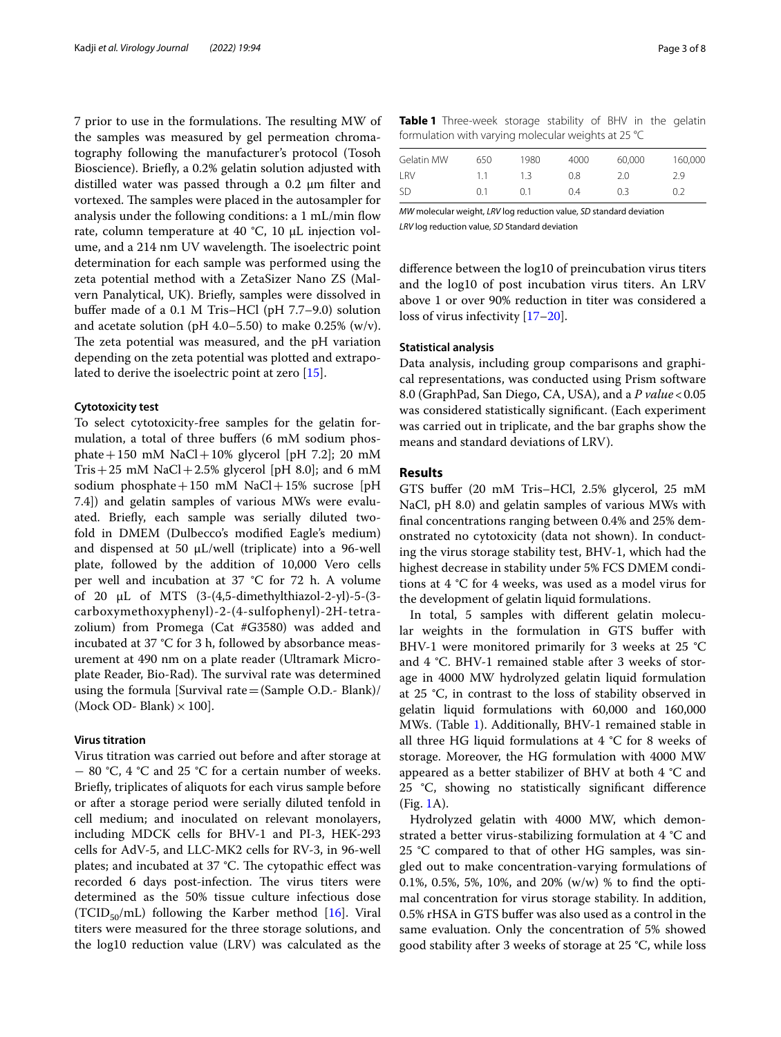7 prior to use in the formulations. The resulting MW of the samples was measured by gel permeation chromatography following the manufacturer's protocol (Tosoh Bioscience). Briefly, a 0.2% gelatin solution adjusted with distilled water was passed through a 0.2 µm filter and vortexed. The samples were placed in the autosampler for analysis under the following conditions: a 1 mL/min flow rate, column temperature at 40 °C, 10 µL injection volume, and a 214 nm UV wavelength. The isoelectric point determination for each sample was performed using the zeta potential method with a ZetaSizer Nano ZS (Malvern Panalytical, UK). Briefly, samples were dissolved in buffer made of a 0.1 M Tris–HCl (pH 7.7–9.0) solution and acetate solution (pH 4.0–5.50) to make 0.25% (w/v). The zeta potential was measured, and the pH variation depending on the zeta potential was plotted and extrapolated to derive the isoelectric point at zero [15].

#### Cytotoxicity test

To select cytotoxicity-free samples for the gelatin formulation, a total of three buffers (6 mM sodium phosphate + 150 mM NaCl + 10% glycerol [pH 7.2]; 20 mM Tris + 25 mM NaCl + 2.5% glycerol [pH 8.0]; and 6 mM sodium phosphate + 150 mM NaCl + 15% sucrose [pH 7.4]) and gelatin samples of various MWs were evaluated. Briefly, each sample was serially diluted twofold in DMEM (Dulbecco's modified Eagle's medium) and dispensed at 50 µL/well (triplicate) into a 96-well plate, followed by the addition of 10,000 Vero cells per well and incubation at 37 °C for 72 h. A volume of 20 µL of MTS (3-(4,5-dimethylthiazol-2-yl)-5-(3-carboxymethoxyphenyl)-2-(4-sulfophenyl)-2H-tetrazolium) from Promega (Cat #G3580) was added and incubated at 37 °C for 3 h, followed by absorbance measurement at 490 nm on a plate reader (Ultramark Microplate Reader, Bio-Rad). The survival rate was determined using the formula [Survival rate = (Sample O.D.- Blank)/(Mock OD- Blank) × 100].

#### Virus titration

Virus titration was carried out before and after storage at − 80 °C, 4 °C and 25 °C for a certain number of weeks. Briefly, triplicates of aliquots for each virus sample before or after a storage period were serially diluted tenfold in cell medium; and inoculated on relevant monolayers, including MDCK cells for BHV-1 and PI-3, HEK-293 cells for AdV-5, and LLC-MK2 cells for RV-3, in 96-well plates; and incubated at 37 °C. The cytopathic effect was recorded 6 days post-infection. The virus titers were determined as the 50% tissue culture infectious dose ($TCID_{50}$/mL) following the Karber method [16]. Viral titers were measured for the three storage solutions, and the log10 reduction value (LRV) was calculated as the difference between the log10 of preincubation virus titers and the log10 of post incubation virus titers. An LRV above 1 or over 90% reduction in titer was considered a loss of virus infectivity [17–20].

**Table 1** Three-week storage stability of BHV in the gelatin formulation with varying molecular weights at 25 °C

| Gelatin MW | 650 | 1980 | 4000 | 60,000 | 160,000 |
|---|---|---|---|---|---|
| LRV | 1.1 | 1.3 | 0.8 | 2.0 | 2.9 |
| SD | 0.1 | 0.1 | 0.4 | 0.3 | 0.2 |

*MW* molecular weight, *LRV* log reduction value, *SD* standard deviation

*LRV* log reduction value, *SD* Standard deviation

#### Statistical analysis

Data analysis, including group comparisons and graphical representations, was conducted using Prism software 8.0 (GraphPad, San Diego, CA, USA), and a *P value* < 0.05 was considered statistically significant. (Each experiment was carried out in triplicate, and the bar graphs show the means and standard deviations of LRV).

## Results

GTS buffer (20 mM Tris–HCl, 2.5% glycerol, 25 mM NaCl, pH 8.0) and gelatin samples of various MWs with final concentrations ranging between 0.4% and 25% demonstrated no cytotoxicity (data not shown). In conducting the virus storage stability test, BHV-1, which had the highest decrease in stability under 5% FCS DMEM conditions at 4 °C for 4 weeks, was used as a model virus for the development of gelatin liquid formulations.

In total, 5 samples with different gelatin molecular weights in the formulation in GTS buffer with BHV-1 were monitored primarily for 3 weeks at 25 °C and 4 °C. BHV-1 remained stable after 3 weeks of storage in 4000 MW hydrolyzed gelatin liquid formulation at 25 °C, in contrast to the loss of stability observed in gelatin liquid formulations with 60,000 and 160,000 MWs. (Table 1). Additionally, BHV-1 remained stable in all three HG liquid formulations at 4 °C for 8 weeks of storage. Moreover, the HG formulation with 4000 MW appeared as a better stabilizer of BHV at both 4 °C and 25 °C, showing no statistically significant difference (Fig. 1A).

Hydrolyzed gelatin with 4000 MW, which demonstrated a better virus-stabilizing formulation at 4 °C and 25 °C compared to that of other HG samples, was singled out to make concentration-varying formulations of 0.1%, 0.5%, 5%, 10%, and 20% (w/w) % to find the optimal concentration for virus storage stability. In addition, 0.5% rHSA in GTS buffer was also used as a control in the same evaluation. Only the concentration of 5% showed good stability after 3 weeks of storage at 25 °C, while loss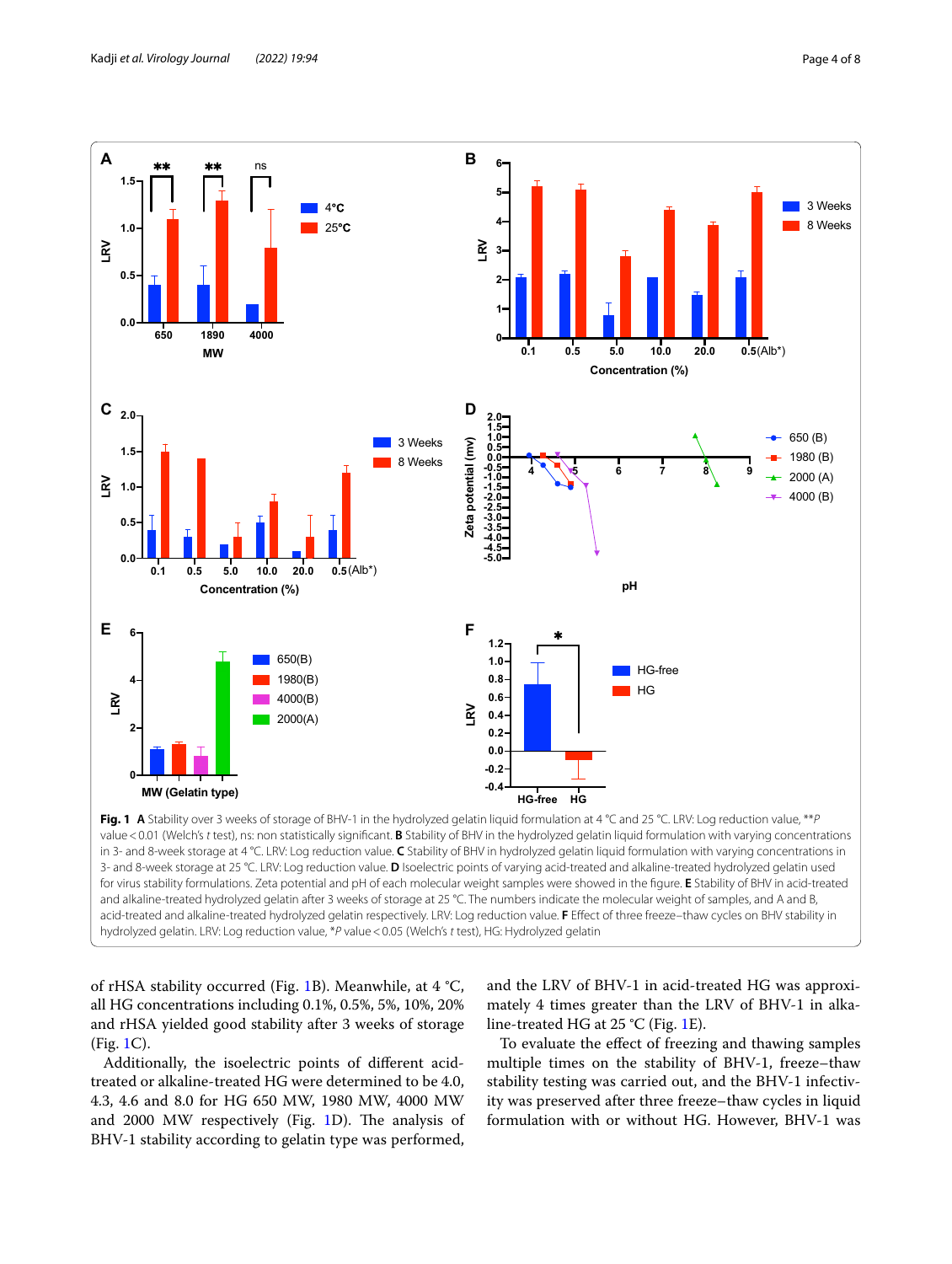**Fig. 1** **A** Stability over 3 weeks of storage of BHV-1 in the hydrolyzed gelatin liquid formulation at 4 °C and 25 °C. LRV: Log reduction value, \*\**P* value < 0.01 (Welch's *t* test), ns: non statistically significant. **B** Stability of BHV in the hydrolyzed gelatin liquid formulation with varying concentrations in 3- and 8-week storage at 4 °C. LRV: Log reduction value. **C** Stability of BHV in hydrolyzed gelatin liquid formulation with varying concentrations in 3- and 8-week storage at 25 °C. LRV: Log reduction value. **D** Isoelectric points of varying acid-treated and alkaline-treated hydrolyzed gelatin used for virus stability formulations. Zeta potential and pH of each molecular weight samples were showed in the figure. **E** Stability of BHV in acid-treated and alkaline-treated hydrolyzed gelatin after 3 weeks of storage at 25 °C. The numbers indicate the molecular weight of samples, and A and B, acid-treated and alkaline-treated hydrolyzed gelatin respectively. LRV: Log reduction value. **F** Effect of three freeze–thaw cycles on BHV stability in hydrolyzed gelatin. LRV: Log reduction value, \**P* value < 0.05 (Welch's *t* test), HG: Hydrolyzed gelatin

of rHSA stability occurred (Fig. 1B). Meanwhile, at 4 °C, all HG concentrations including 0.1%, 0.5%, 5%, 10%, 20% and rHSA yielded good stability after 3 weeks of storage (Fig. 1C).

Additionally, the isoelectric points of different acid-treated or alkaline-treated HG were determined to be 4.0, 4.3, 4.6 and 8.0 for HG 650 MW, 1980 MW, 4000 MW and 2000 MW respectively (Fig. 1D). The analysis of BHV-1 stability according to gelatin type was performed, and the LRV of BHV-1 in acid-treated HG was approximately 4 times greater than the LRV of BHV-1 in alkaline-treated HG at 25 °C (Fig. 1E).

To evaluate the effect of freezing and thawing samples multiple times on the stability of BHV-1, freeze–thaw stability testing was carried out, and the BHV-1 infectivity was preserved after three freeze–thaw cycles in liquid formulation with or without HG. However, BHV-1 was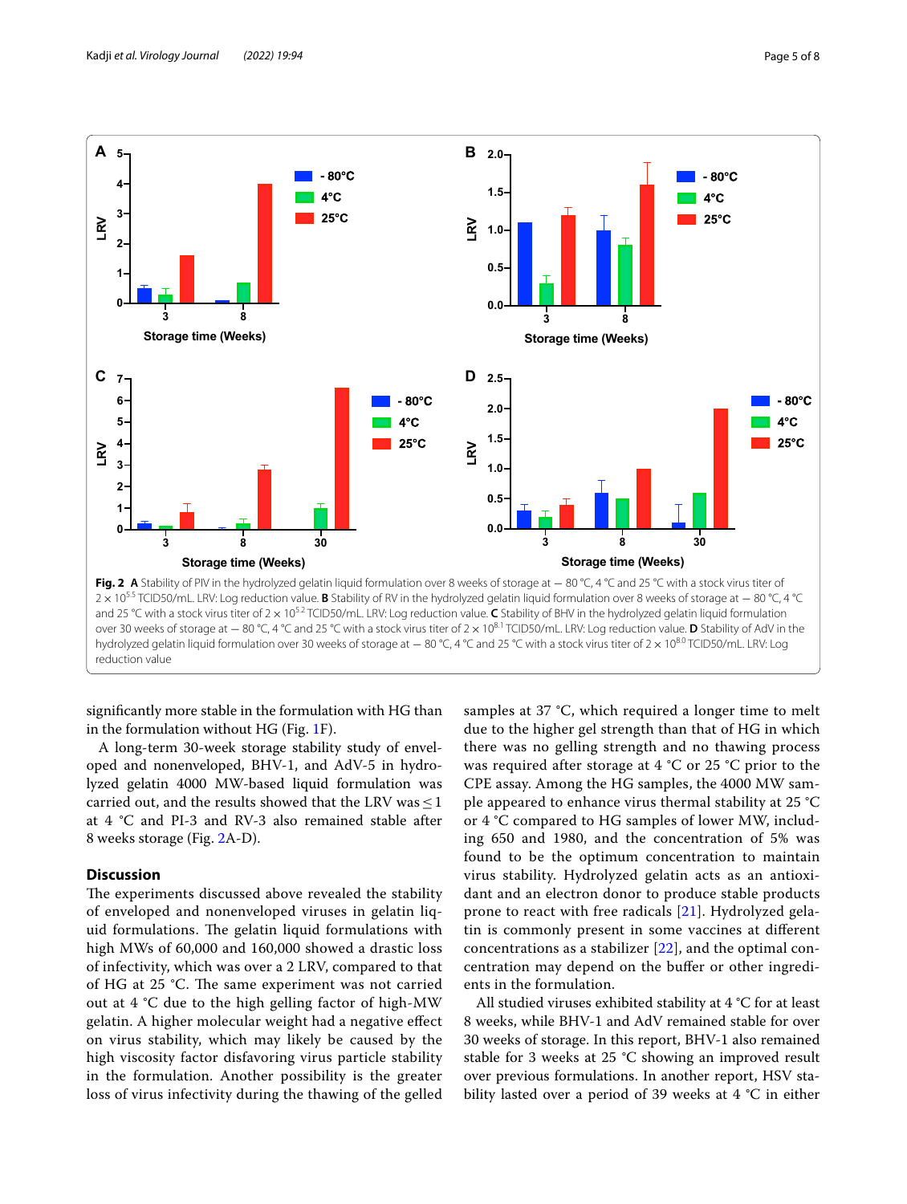**Fig. 2** **A** Stability of PIV in the hydrolyzed gelatin liquid formulation over 8 weeks of storage at − 80 °C, 4 °C and 25 °C with a stock virus titer of $2 \times 10^{5.5}$ TCID50/mL. LRV: Log reduction value. **B** Stability of RV in the hydrolyzed gelatin liquid formulation over 8 weeks of storage at − 80 °C, 4 °C and 25 °C with a stock virus titer of $2 \times 10^{5.2}$ TCID50/mL. LRV: Log reduction value. **C** Stability of BHV in the hydrolyzed gelatin liquid formulation over 30 weeks of storage at − 80 °C, 4 °C and 25 °C with a stock virus titer of $2 \times 10^{8.1}$ TCID50/mL. LRV: Log reduction value. **D** Stability of AdV in the hydrolyzed gelatin liquid formulation over 30 weeks of storage at − 80 °C, 4 °C and 25 °C with a stock virus titer of $2 \times 10^{8.0}$ TCID50/mL. LRV: Log reduction value

significantly more stable in the formulation with HG than in the formulation without HG (Fig. 1F).

A long-term 30-week storage stability study of enveloped and nonenveloped, BHV-1, and AdV-5 in hydrolyzed gelatin 4000 MW-based liquid formulation was carried out, and the results showed that the LRV was ≤ 1 at 4 °C and PI-3 and RV-3 also remained stable after 8 weeks storage (Fig. 2A-D).

## Discussion

The experiments discussed above revealed the stability of enveloped and nonenveloped viruses in gelatin liquid formulations. The gelatin liquid formulations with high MWs of 60,000 and 160,000 showed a drastic loss of infectivity, which was over a 2 LRV, compared to that of HG at 25 °C. The same experiment was not carried out at 4 °C due to the high gelling factor of high-MW gelatin. A higher molecular weight had a negative effect on virus stability, which may likely be caused by the high viscosity factor disfavoring virus particle stability in the formulation. Another possibility is the greater loss of virus infectivity during the thawing of the gelled samples at 37 °C, which required a longer time to melt due to the higher gel strength than that of HG in which there was no gelling strength and no thawing process was required after storage at 4 °C or 25 °C prior to the CPE assay. Among the HG samples, the 4000 MW sample appeared to enhance virus thermal stability at 25 °C or 4 °C compared to HG samples of lower MW, including 650 and 1980, and the concentration of 5% was found to be the optimum concentration to maintain virus stability. Hydrolyzed gelatin acts as an antioxidant and an electron donor to produce stable products prone to react with free radicals [21]. Hydrolyzed gelatin is commonly present in some vaccines at different concentrations as a stabilizer [22], and the optimal concentration may depend on the buffer or other ingredients in the formulation.

All studied viruses exhibited stability at 4 °C for at least 8 weeks, while BHV-1 and AdV remained stable for over 30 weeks of storage. In this report, BHV-1 also remained stable for 3 weeks at 25 °C showing an improved result over previous formulations. In another report, HSV stability lasted over a period of 39 weeks at 4 °C in either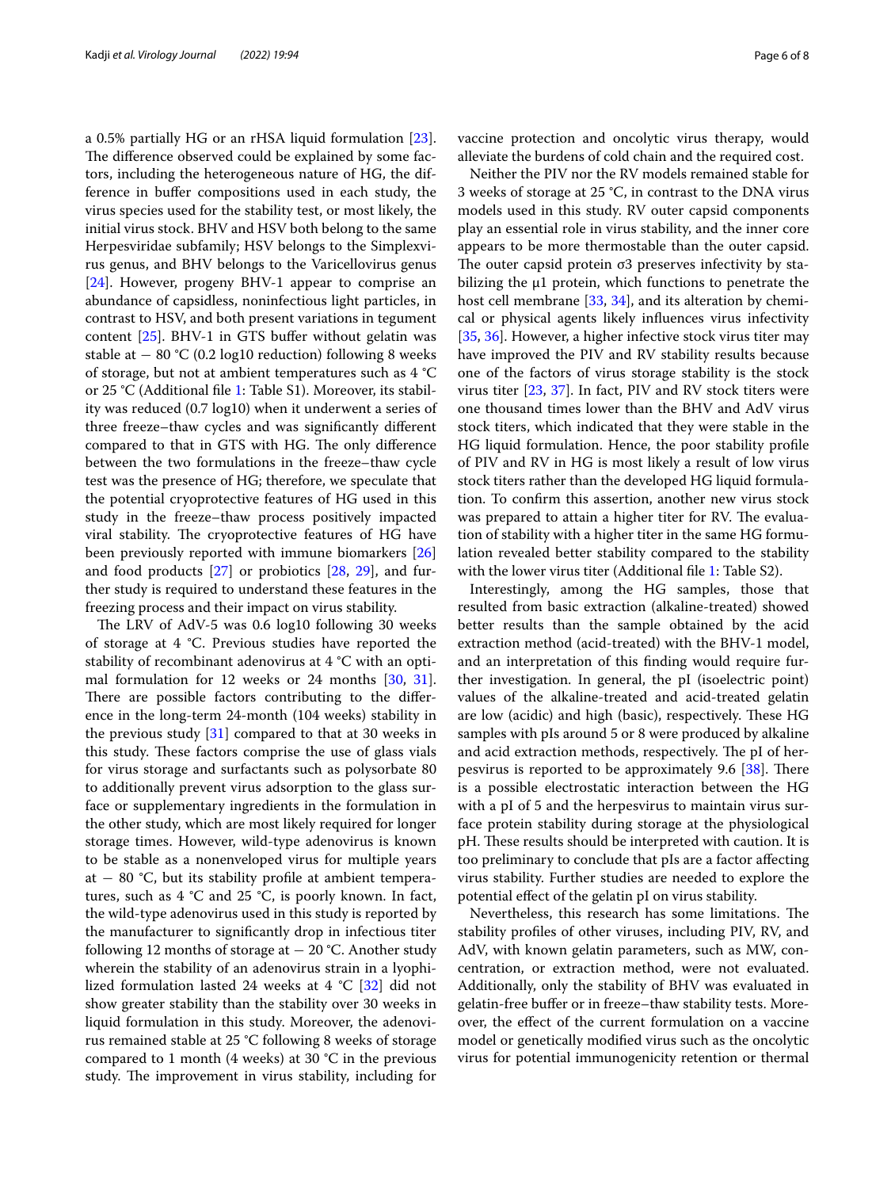a 0.5% partially HG or an rHSA liquid formulation [23]. The difference observed could be explained by some factors, including the heterogeneous nature of HG, the difference in buffer compositions used in each study, the virus species used for the stability test, or most likely, the initial virus stock. BHV and HSV both belong to the same Herpesviridae subfamily; HSV belongs to the Simplexvirus genus, and BHV belongs to the Varicellovirus genus [24]. However, progeny BHV-1 appear to comprise an abundance of capsidless, noninfectious light particles, in contrast to HSV, and both present variations in tegument content [25]. BHV-1 in GTS buffer without gelatin was stable at − 80 °C (0.2 log10 reduction) following 8 weeks of storage, but not at ambient temperatures such as 4 °C or 25 °C (Additional file 1: Table S1). Moreover, its stability was reduced (0.7 log10) when it underwent a series of three freeze–thaw cycles and was significantly different compared to that in GTS with HG. The only difference between the two formulations in the freeze–thaw cycle test was the presence of HG; therefore, we speculate that the potential cryoprotective features of HG used in this study in the freeze–thaw process positively impacted viral stability. The cryoprotective features of HG have been previously reported with immune biomarkers [26] and food products [27] or probiotics [28, 29], and further study is required to understand these features in the freezing process and their impact on virus stability.

The LRV of AdV-5 was 0.6 log10 following 30 weeks of storage at 4 °C. Previous studies have reported the stability of recombinant adenovirus at 4 °C with an optimal formulation for 12 weeks or 24 months [30, 31]. There are possible factors contributing to the difference in the long-term 24-month (104 weeks) stability in the previous study [31] compared to that at 30 weeks in this study. These factors comprise the use of glass vials for virus storage and surfactants such as polysorbate 80 to additionally prevent virus adsorption to the glass surface or supplementary ingredients in the formulation in the other study, which are most likely required for longer storage times. However, wild-type adenovirus is known to be stable as a nonenveloped virus for multiple years at − 80 °C, but its stability profile at ambient temperatures, such as 4 °C and 25 °C, is poorly known. In fact, the wild-type adenovirus used in this study is reported by the manufacturer to significantly drop in infectious titer following 12 months of storage at − 20 °C. Another study wherein the stability of an adenovirus strain in a lyophilized formulation lasted 24 weeks at 4 °C [32] did not show greater stability than the stability over 30 weeks in liquid formulation in this study. Moreover, the adenovirus remained stable at 25 °C following 8 weeks of storage compared to 1 month (4 weeks) at 30 °C in the previous study. The improvement in virus stability, including for vaccine protection and oncolytic virus therapy, would alleviate the burdens of cold chain and the required cost.

Neither the PIV nor the RV models remained stable for 3 weeks of storage at 25 °C, in contrast to the DNA virus models used in this study. RV outer capsid components play an essential role in virus stability, and the inner core appears to be more thermostable than the outer capsid. The outer capsid protein σ3 preserves infectivity by stabilizing the μ1 protein, which functions to penetrate the host cell membrane [33, 34], and its alteration by chemical or physical agents likely influences virus infectivity [35, 36]. However, a higher infective stock virus titer may have improved the PIV and RV stability results because one of the factors of virus storage stability is the stock virus titer [23, 37]. In fact, PIV and RV stock titers were one thousand times lower than the BHV and AdV virus stock titers, which indicated that they were stable in the HG liquid formulation. Hence, the poor stability profile of PIV and RV in HG is most likely a result of low virus stock titers rather than the developed HG liquid formulation. To confirm this assertion, another new virus stock was prepared to attain a higher titer for RV. The evaluation of stability with a higher titer in the same HG formulation revealed better stability compared to the stability with the lower virus titer (Additional file 1: Table S2).

Interestingly, among the HG samples, those that resulted from basic extraction (alkaline-treated) showed better results than the sample obtained by the acid extraction method (acid-treated) with the BHV-1 model, and an interpretation of this finding would require further investigation. In general, the pI (isoelectric point) values of the alkaline-treated and acid-treated gelatin are low (acidic) and high (basic), respectively. These HG samples with pIs around 5 or 8 were produced by alkaline and acid extraction methods, respectively. The pI of herpesvirus is reported to be approximately 9.6 [38]. There is a possible electrostatic interaction between the HG with a pI of 5 and the herpesvirus to maintain virus surface protein stability during storage at the physiological pH. These results should be interpreted with caution. It is too preliminary to conclude that pIs are a factor affecting virus stability. Further studies are needed to explore the potential effect of the gelatin pI on virus stability.

Nevertheless, this research has some limitations. The stability profiles of other viruses, including PIV, RV, and AdV, with known gelatin parameters, such as MW, concentration, or extraction method, were not evaluated. Additionally, only the stability of BHV was evaluated in gelatin-free buffer or in freeze–thaw stability tests. Moreover, the effect of the current formulation on a vaccine model or genetically modified virus such as the oncolytic virus for potential immunogenicity retention or thermal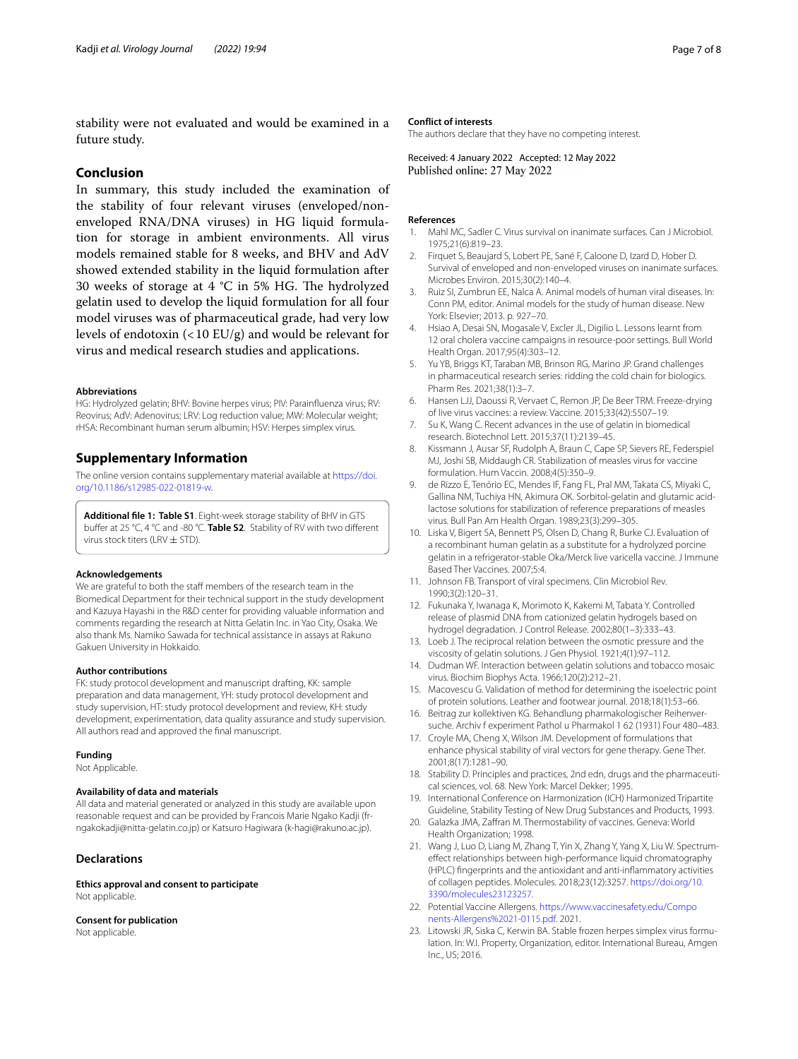stability were not evaluated and would be examined in a future study.

## Conclusion

In summary, this study included the examination of the stability of four relevant viruses (enveloped/non-enveloped RNA/DNA viruses) in HG liquid formulation for storage in ambient environments. All virus models remained stable for 8 weeks, and BHV and AdV showed extended stability in the liquid formulation after 30 weeks of storage at 4 °C in 5% HG. The hydrolyzed gelatin used to develop the liquid formulation for all four model viruses was of pharmaceutical grade, had very low levels of endotoxin (<10 EU/g) and would be relevant for virus and medical research studies and applications.

#### Abbreviations

HG: Hydrolyzed gelatin; BHV: Bovine herpes virus; PIV: Parainfluenza virus; RV: Reovirus; AdV: Adenovirus; LRV: Log reduction value; MW: Molecular weight; rHSA: Recombinant human serum albumin; HSV: Herpes simplex virus.

## Supplementary Information

The online version contains supplementary material available at https://doi.org/10.1186/s12985-022-01819-w.

**Additional file 1: Table S1**. Eight-week storage stability of BHV in GTS buffer at 25 °C, 4 °C and -80 °C. **Table S2**. Stability of RV with two different virus stock titers (LRV ± STD).

#### Acknowledgements

We are grateful to both the staff members of the research team in the Biomedical Department for their technical support in the study development and Kazuya Hayashi in the R&D center for providing valuable information and comments regarding the research at Nitta Gelatin Inc. in Yao City, Osaka. We also thank Ms. Namiko Sawada for technical assistance in assays at Rakuno Gakuen University in Hokkaido.

#### Author contributions

FK: study protocol development and manuscript drafting, KK: sample preparation and data management, YH: study protocol development and study supervision, HT: study protocol development and review, KH: study development, experimentation, data quality assurance and study supervision. All authors read and approved the final manuscript.

#### Funding

Not Applicable.

#### Availability of data and materials

All data and material generated or analyzed in this study are available upon reasonable request and can be provided by Francois Marie Ngako Kadji (fr-ngakokadji@nitta-gelatin.co.jp) or Katsuro Hagiwara (k-hagi@rakuno.ac.jp).

### Declarations

#### Ethics approval and consent to participate

Not applicable.

#### Consent for publication

Not applicable.

#### Conflict of interests

The authors declare that they have no competing interest.

Received: 4 January 2022 Accepted: 12 May 2022
Published online: 27 May 2022

#### References

1. Mahl MC, Sadler C. Virus survival on inanimate surfaces. Can J Microbiol. 1975;21(6):819–23.
2. Firquet S, Beaujard S, Lobert PE, Sané F, Caloone D, Izard D, Hober D. Survival of enveloped and non-enveloped viruses on inanimate surfaces. Microbes Environ. 2015;30(2):140–4.
3. Ruiz SI, Zumbrun EE, Nalca A. Animal models of human viral diseases. In: Conn PM, editor. Animal models for the study of human disease. New York: Elsevier; 2013. p. 927–70.
4. Hsiao A, Desai SN, Mogasale V, Excler JL, Digilio L. Lessons learnt from 12 oral cholera vaccine campaigns in resource-poor settings. Bull World Health Organ. 2017;95(4):303–12.
5. Yu YB, Briggs KT, Taraban MB, Brinson RG, Marino JP. Grand challenges in pharmaceutical research series: ridding the cold chain for biologics. Pharm Res. 2021;38(1):3–7.
6. Hansen LJJ, Daoussi R, Vervaet C, Remon JP, De Beer TRM. Freeze-drying of live virus vaccines: a review. Vaccine. 2015;33(42):5507–19.
7. Su K, Wang C. Recent advances in the use of gelatin in biomedical research. Biotechnol Lett. 2015;37(11):2139–45.
8. Kissmann J, Ausar SF, Rudolph A, Braun C, Cape SP, Sievers RE, Federspiel MJ, Joshi SB, Middaugh CR. Stabilization of measles virus for vaccine formulation. Hum Vaccin. 2008;4(5):350–9.
9. de Rizzo E, Tenório EC, Mendes IF, Fang FL, Pral MM, Takata CS, Miyaki C, Gallina NM, Tuchiya HN, Akimura OK. Sorbitol-gelatin and glutamic acid-lactose solutions for stabilization of reference preparations of measles virus. Bull Pan Am Health Organ. 1989;23(3):299–305.
10. Liska V, Bigert SA, Bennett PS, Olsen D, Chang R, Burke CJ. Evaluation of a recombinant human gelatin as a substitute for a hydrolyzed porcine gelatin in a refrigerator-stable Oka/Merck live varicella vaccine. J Immune Based Ther Vaccines. 2007;5:4.
11. Johnson FB. Transport of viral specimens. Clin Microbiol Rev. 1990;3(2):120–31.
12. Fukunaka Y, Iwanaga K, Morimoto K, Kakemi M, Tabata Y. Controlled release of plasmid DNA from cationized gelatin hydrogels based on hydrogel degradation. J Control Release. 2002;80(1–3):333–43.
13. Loeb J. The reciprocal relation between the osmotic pressure and the viscosity of gelatin solutions. J Gen Physiol. 1921;4(1):97–112.
14. Dudman WF. Interaction between gelatin solutions and tobacco mosaic virus. Biochim Biophys Acta. 1966;120(2):212–21.
15. Macovescu G. Validation of method for determining the isoelectric point of protein solutions. Leather and footwear journal. 2018;18(1):53–66.
16. Beitrag zur kollektiven KG. Behandlung pharmakologischer Reihenversuche. Archiv f experiment Pathol u Pharmakol 1 62 (1931) Four 480–483.
17. Croyle MA, Cheng X, Wilson JM. Development of formulations that enhance physical stability of viral vectors for gene therapy. Gene Ther. 2001;8(17):1281–90.
18. Stability D. Principles and practices, 2nd edn, drugs and the pharmaceutical sciences, vol. 68. New York: Marcel Dekker; 1995.
19. International Conference on Harmonization (ICH) Harmonized Tripartite Guideline, Stability Testing of New Drug Substances and Products, 1993.
20. Galazka JMA, Zaffran M. Thermostability of vaccines. Geneva: World Health Organization; 1998.
21. Wang J, Luo D, Liang M, Zhang T, Yin X, Zhang Y, Yang X, Liu W. Spectrum-effect relationships between high-performance liquid chromatography (HPLC) fingerprints and the antioxidant and anti-inflammatory activities of collagen peptides. Molecules. 2018;23(12):3257. https://doi.org/10.3390/molecules23123257.
22. Potential Vaccine Allergens. https://www.vaccinesafety.edu/Components-Allergens%2021-0115.pdf. 2021.
23. Litowski JR, Siska C, Kerwin BA. Stable frozen herpes simplex virus formulation. In: W.I. Property, Organization, editor. International Bureau, Amgen Inc., US; 2016.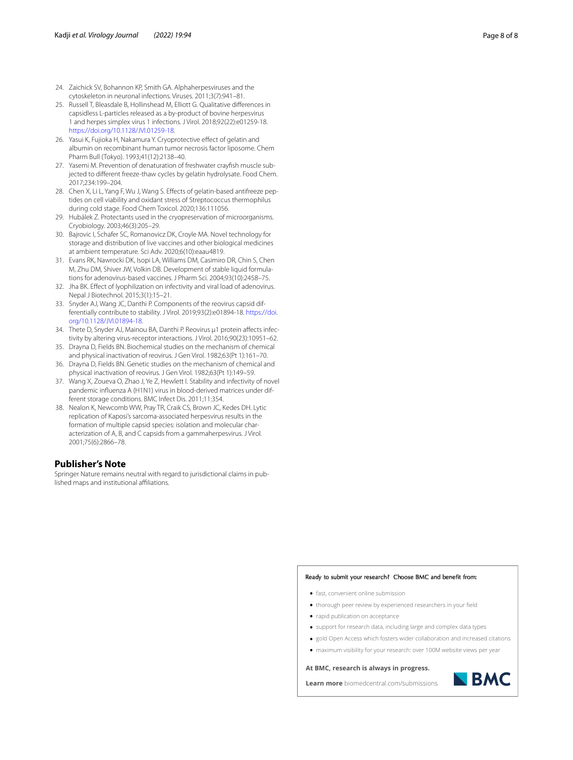24. Zaichick SV, Bohannon KP, Smith GA. Alphaherpesviruses and the cytoskeleton in neuronal infections. Viruses. 2011;3(7):941–81.
25. Russell T, Bleasdale B, Hollinshead M, Elliott G. Qualitative differences in capsidless L-particles released as a by-product of bovine herpesvirus 1 and herpes simplex virus 1 infections. J Virol. 2018;92(22):e01259-18. https://doi.org/10.1128/JVI.01259-18.
26. Yasui K, Fujioka H, Nakamura Y. Cryoprotective effect of gelatin and albumin on recombinant human tumor necrosis factor liposome. Chem Pharm Bull (Tokyo). 1993;41(12):2138–40.
27. Yasemi M. Prevention of denaturation of freshwater crayfish muscle subjected to different freeze-thaw cycles by gelatin hydrolysate. Food Chem. 2017;234:199–204.
28. Chen X, Li L, Yang F, Wu J, Wang S. Effects of gelatin-based antifreeze peptides on cell viability and oxidant stress of Streptococcus thermophilus during cold stage. Food Chem Toxicol. 2020;136:111056.
29. Hubálek Z. Protectants used in the cryopreservation of microorganisms. Cryobiology. 2003;46(3):205–29.
30. Bajrovic I, Schafer SC, Romanovicz DK, Croyle MA. Novel technology for storage and distribution of live vaccines and other biological medicines at ambient temperature. Sci Adv. 2020;6(10):eaau4819.
31. Evans RK, Nawrocki DK, Isopi LA, Williams DM, Casimiro DR, Chin S, Chen M, Zhu DM, Shiver JW, Volkin DB. Development of stable liquid formulations for adenovirus-based vaccines. J Pharm Sci. 2004;93(10):2458–75.
32. Jha BK. Effect of lyophilization on infectivity and viral load of adenovirus. Nepal J Biotechnol. 2015;3(1):15–21.
33. Snyder AJ, Wang JC, Danthi P. Components of the reovirus capsid differentially contribute to stability. J Virol. 2019;93(2):e01894-18. https://doi.org/10.1128/JVI.01894-18.
34. Thete D, Snyder AJ, Mainou BA, Danthi P. Reovirus μ1 protein affects infectivity by altering virus-receptor interactions. J Virol. 2016;90(23):10951–62.
35. Drayna D, Fields BN. Biochemical studies on the mechanism of chemical and physical inactivation of reovirus. J Gen Virol. 1982;63(Pt 1):161–70.
36. Drayna D, Fields BN. Genetic studies on the mechanism of chemical and physical inactivation of reovirus. J Gen Virol. 1982;63(Pt 1):149–59.
37. Wang X, Zoueva O, Zhao J, Ye Z, Hewlett I. Stability and infectivity of novel pandemic influenza A (H1N1) virus in blood-derived matrices under different storage conditions. BMC Infect Dis. 2011;11:354.
38. Nealon K, Newcomb WW, Pray TR, Craik CS, Brown JC, Kedes DH. Lytic replication of Kaposi's sarcoma-associated herpesvirus results in the formation of multiple capsid species: isolation and molecular characterization of A, B, and C capsids from a gammaherpesvirus. J Virol. 2001;75(6):2866–78.

## Publisher's Note

Springer Nature remains neutral with regard to jurisdictional claims in published maps and institutional affiliations.

Ready to submit your research? Choose BMC and benefit from:

- fast, convenient online submission
- thorough peer review by experienced researchers in your field
- rapid publication on acceptance
- support for research data, including large and complex data types
- gold Open Access which fosters wider collaboration and increased citations
- maximum visibility for your research: over 100M website views per year

**At BMC, research is always in progress.**

**Learn more** biomedcentral.com/submissions

BMC